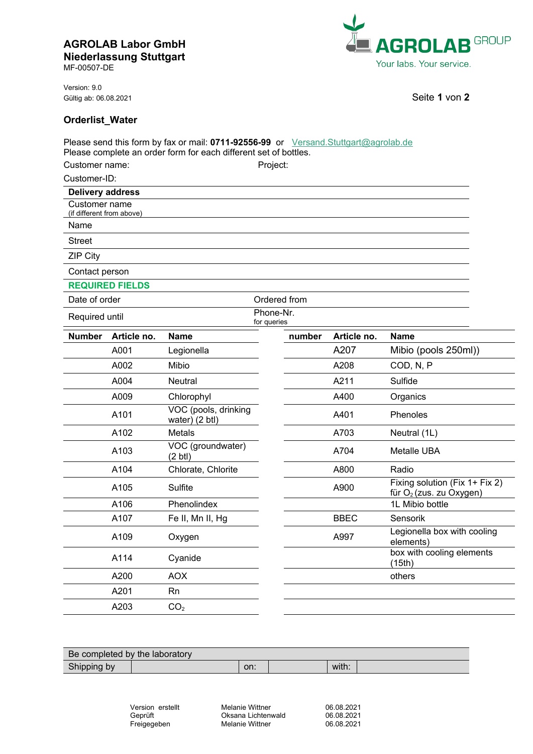**AGROLAB Labor GmbH**
**Niederlassung Stuttgart**
MF-00507-DE

Version: 9.0
Gültig ab: 06.08.2021

AGROLAB GROUP
Your labs. Your service.

## Orderlist_Water

Please send this form by fax or mail: **0711-92556-99** or Versand.Stuttgart@agrolab.de
Please complete an order form for each different set of bottles.

Customer name: Project:

Customer-ID:

| **Delivery address** | |
|---|---|
| Customer name (if different from above) | |
| Name | |
| Street | |
| ZIP City | |
| Contact person | |

**REQUIRED FIELDS**

| Date of order | | Ordered from | |
|---|---|---|---|
| Required until | | Phone-Nr. for queries | |

| Number | Article no. | Name | number | Article no. | Name |
|---|---|---|---|---|---|
| | A001 | Legionella | | A207 | Mibio (pools 250ml)) |
| | A002 | Mibio | | A208 | COD, N, P |
| | A004 | Neutral | | A211 | Sulfide |
| | A009 | Chlorophyl | | A400 | Organics |
| | A101 | VOC (pools, drinking water) (2 btl) | | A401 | Phenoles |
| | A102 | Metals | | A703 | Neutral (1L) |
| | A103 | VOC (groundwater) (2 btl) | | A704 | Metalle UBA |
| | A104 | Chlorate, Chlorite | | A800 | Radio |
| | A105 | Sulfite | | A900 | Fixing solution (Fix 1+ Fix 2) für $O_2$ (zus. zu Oxygen) |
| | A106 | Phenolindex | | | 1L Mibio bottle |
| | A107 | Fe II, Mn II, Hg | | BBEC | Sensorik |
| | A109 | Oxygen | | A997 | Legionella box with cooling elements) |
| | A114 | Cyanide | | | box with cooling elements (15th) |
| | A200 | AOX | | | others |
| | A201 | Rn | | | |
| | A203 | $CO_2$ | | | |

| Be completed by the laboratory | | | | | |
|---|---|---|---|---|---|
| Shipping by | | on: | | with: | |

| Version erstellt | Melanie Wittner | 06.08.2021 |
|---|---|---|
| Geprüft | Oksana Lichtenwald | 06.08.2021 |
| Freigegeben | Melanie Wittner | 06.08.2021 |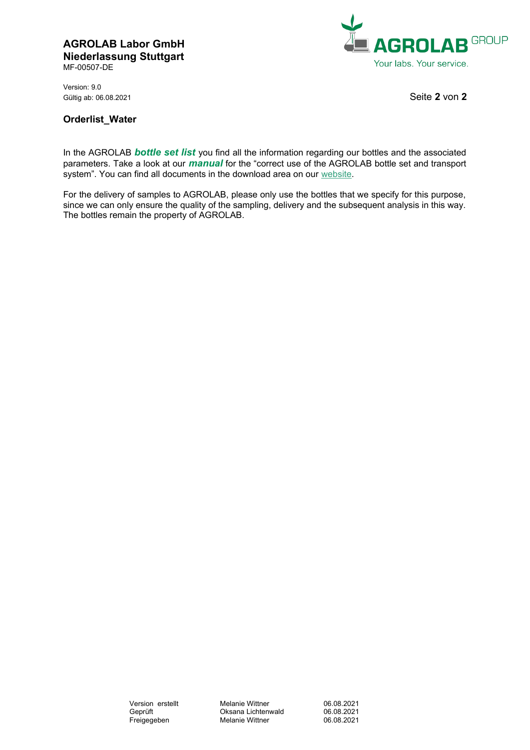## Orderlist_Water

In the AGROLAB ***bottle set list*** you find all the information regarding our bottles and the associated parameters. Take a look at our ***manual*** for the “correct use of the AGROLAB bottle set and transport system”. You can find all documents in the download area on our website.

For the delivery of samples to AGROLAB, please only use the bottles that we specify for this purpose, since we can only ensure the quality of the sampling, delivery and the subsequent analysis in this way. The bottles remain the property of AGROLAB.

| | | |
|---|---|---|
| Version erstellt | Melanie Wittner | 06.08.2021 |
| Geprüft | Oksana Lichtenwald | 06.08.2021 |
| Freigegeben | Melanie Wittner | 06.08.2021 |